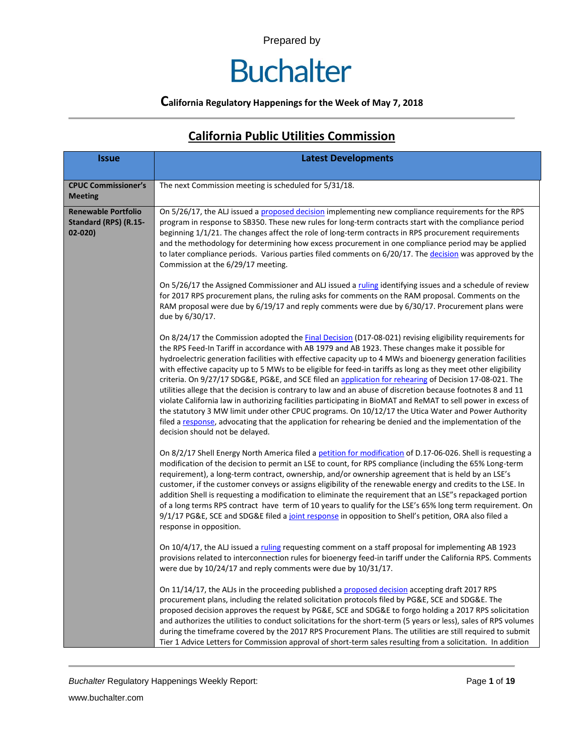Prepared by

# Buchalter

**California Regulatory Happenings for the Week of May 7, 2018**

## California Public Utilities Commission

| Issue | Latest Developments |
|---|---|
| **CPUC Commissioner's Meeting** | The next Commission meeting is scheduled for 5/31/18. |
| **Renewable Portfolio Standard (RPS) (R.15-02-020)** | On 5/26/17, the ALJ issued a proposed decision implementing new compliance requirements for the RPS program in response to SB350. These new rules for long-term contracts start with the compliance period beginning 1/1/21. The changes affect the role of long-term contracts in RPS procurement requirements and the methodology for determining how excess procurement in one compliance period may be applied to later compliance periods. Various parties filed comments on 6/20/17. The decision was approved by the Commission at the 6/29/17 meeting.<br><br>On 5/26/17 the Assigned Commissioner and ALJ issued a ruling identifying issues and a schedule of review for 2017 RPS procurement plans, the ruling asks for comments on the RAM proposal. Comments on the RAM proposal were due by 6/19/17 and reply comments were due by 6/30/17. Procurement plans were due by 6/30/17.<br><br>On 8/24/17 the Commission adopted the Final Decision (D17-08-021) revising eligibility requirements for the RPS Feed-In Tariff in accordance with AB 1979 and AB 1923. These changes make it possible for hydroelectric generation facilities with effective capacity up to 4 MWs and bioenergy generation facilities with effective capacity up to 5 MWs to be eligible for feed-in tariffs as long as they meet other eligibility criteria. On 9/27/17 SDG&E, PG&E, and SCE filed an application for rehearing of Decision 17-08-021. The utilities allege that the decision is contrary to law and an abuse of discretion because footnotes 8 and 11 violate California law in authorizing facilities participating in BioMAT and ReMAT to sell power in excess of the statutory 3 MW limit under other CPUC programs. On 10/12/17 the Utica Water and Power Authority filed a response, advocating that the application for rehearing be denied and the implementation of the decision should not be delayed.<br><br>On 8/2/17 Shell Energy North America filed a petition for modification of D.17-06-026. Shell is requesting a modification of the decision to permit an LSE to count, for RPS compliance (including the 65% Long-term requirement), a long-term contract, ownership, and/or ownership agreement that is held by an LSE's customer, if the customer conveys or assigns eligibility of the renewable energy and credits to the LSE. In addition Shell is requesting a modification to eliminate the requirement that an LSE"s repackaged portion of a long terms RPS contract have term of 10 years to qualify for the LSE's 65% long term requirement. On 9/1/17 PG&E, SCE and SDG&E filed a joint response in opposition to Shell's petition, ORA also filed a response in opposition.<br><br>On 10/4/17, the ALJ issued a ruling requesting comment on a staff proposal for implementing AB 1923 provisions related to interconnection rules for bioenergy feed-in tariff under the California RPS. Comments were due by 10/24/17 and reply comments were due by 10/31/17.<br><br>On 11/14/17, the ALJs in the proceeding published a proposed decision accepting draft 2017 RPS procurement plans, including the related solicitation protocols filed by PG&E, SCE and SDG&E. The proposed decision approves the request by PG&E, SCE and SDG&E to forgo holding a 2017 RPS solicitation and authorizes the utilities to conduct solicitations for the short-term (5 years or less), sales of RPS volumes during the timeframe covered by the 2017 RPS Procurement Plans. The utilities are still required to submit Tier 1 Advice Letters for Commission approval of short-term sales resulting from a solicitation. In addition |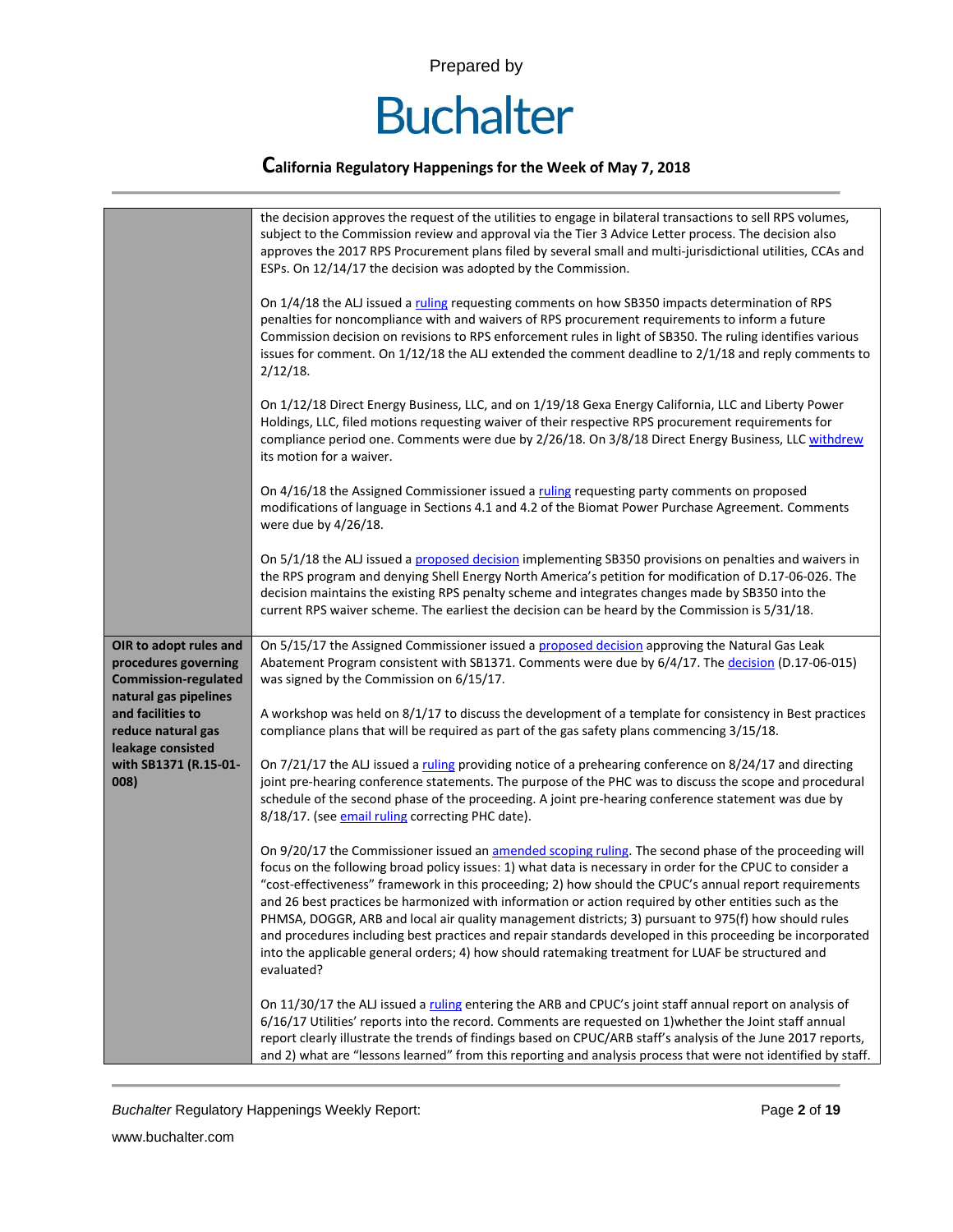| | |
|---|---|
| | the decision approves the request of the utilities to engage in bilateral transactions to sell RPS volumes, subject to the Commission review and approval via the Tier 3 Advice Letter process. The decision also approves the 2017 RPS Procurement plans filed by several small and multi-jurisdictional utilities, CCAs and ESPs. On 12/14/17 the decision was adopted by the Commission.<br><br>On 1/4/18 the ALJ issued a ruling requesting comments on how SB350 impacts determination of RPS penalties for noncompliance with and waivers of RPS procurement requirements to inform a future Commission decision on revisions to RPS enforcement rules in light of SB350. The ruling identifies various issues for comment. On 1/12/18 the ALJ extended the comment deadline to 2/1/18 and reply comments to 2/12/18.<br><br>On 1/12/18 Direct Energy Business, LLC, and on 1/19/18 Gexa Energy California, LLC and Liberty Power Holdings, LLC, filed motions requesting waiver of their respective RPS procurement requirements for compliance period one. Comments were due by 2/26/18. On 3/8/18 Direct Energy Business, LLC withdrew its motion for a waiver.<br><br>On 4/16/18 the Assigned Commissioner issued a ruling requesting party comments on proposed modifications of language in Sections 4.1 and 4.2 of the Biomat Power Purchase Agreement. Comments were due by 4/26/18.<br><br>On 5/1/18 the ALJ issued a proposed decision implementing SB350 provisions on penalties and waivers in the RPS program and denying Shell Energy North America's petition for modification of D.17-06-026. The decision maintains the existing RPS penalty scheme and integrates changes made by SB350 into the current RPS waiver scheme. The earliest the decision can be heard by the Commission is 5/31/18. |
| **OIR to adopt rules and procedures governing Commission-regulated natural gas pipelines and facilities to reduce natural gas leakage consisted with SB1371 (R.15-01-008)** | On 5/15/17 the Assigned Commissioner issued a proposed decision approving the Natural Gas Leak Abatement Program consistent with SB1371. Comments were due by 6/4/17. The decision (D.17-06-015) was signed by the Commission on 6/15/17.<br><br>A workshop was held on 8/1/17 to discuss the development of a template for consistency in Best practices compliance plans that will be required as part of the gas safety plans commencing 3/15/18.<br><br>On 7/21/17 the ALJ issued a ruling providing notice of a prehearing conference on 8/24/17 and directing joint pre-hearing conference statements. The purpose of the PHC was to discuss the scope and procedural schedule of the second phase of the proceeding. A joint pre-hearing conference statement was due by 8/18/17. (see email ruling correcting PHC date).<br><br>On 9/20/17 the Commissioner issued an amended scoping ruling. The second phase of the proceeding will focus on the following broad policy issues: 1) what data is necessary in order for the CPUC to consider a "cost-effectiveness" framework in this proceeding; 2) how should the CPUC's annual report requirements and 26 best practices be harmonized with information or action required by other entities such as the PHMSA, DOGGR, ARB and local air quality management districts; 3) pursuant to 975(f) how should rules and procedures including best practices and repair standards developed in this proceeding be incorporated into the applicable general orders; 4) how should ratemaking treatment for LUAF be structured and evaluated?<br><br>On 11/30/17 the ALJ issued a ruling entering the ARB and CPUC's joint staff annual report on analysis of 6/16/17 Utilities' reports into the record. Comments are requested on 1)whether the Joint staff annual report clearly illustrate the trends of findings based on CPUC/ARB staff's analysis of the June 2017 reports, and 2) what are "lessons learned" from this reporting and analysis process that were not identified by staff. |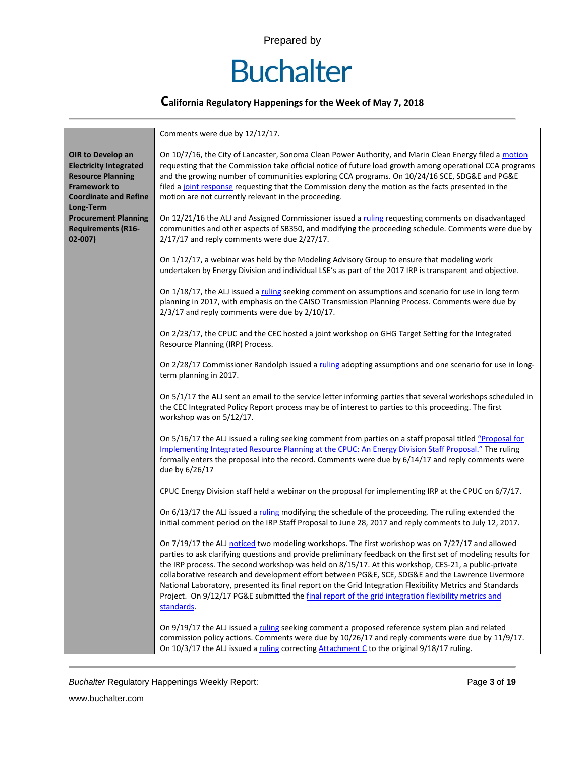| | |
|---|---|
| | Comments were due by 12/12/17. |
| **OIR to Develop an Electricity Integrated Resource Planning Framework to Coordinate and Refine Long-Term Procurement Planning Requirements (R16-02-007)** | On 10/7/16, the City of Lancaster, Sonoma Clean Power Authority, and Marin Clean Energy filed a motion requesting that the Commission take official notice of future load growth among operational CCA programs and the growing number of communities exploring CCA programs. On 10/24/16 SCE, SDG&E and PG&E filed a joint response requesting that the Commission deny the motion as the facts presented in the motion are not currently relevant in the proceeding.<br><br>On 12/21/16 the ALJ and Assigned Commissioner issued a ruling requesting comments on disadvantaged communities and other aspects of SB350, and modifying the proceeding schedule. Comments were due by 2/17/17 and reply comments were due 2/27/17.<br><br>On 1/12/17, a webinar was held by the Modeling Advisory Group to ensure that modeling work undertaken by Energy Division and individual LSE's as part of the 2017 IRP is transparent and objective.<br><br>On 1/18/17, the ALJ issued a ruling seeking comment on assumptions and scenario for use in long term planning in 2017, with emphasis on the CAISO Transmission Planning Process. Comments were due by 2/3/17 and reply comments were due by 2/10/17.<br><br>On 2/23/17, the CPUC and the CEC hosted a joint workshop on GHG Target Setting for the Integrated Resource Planning (IRP) Process.<br><br>On 2/28/17 Commissioner Randolph issued a ruling adopting assumptions and one scenario for use in long-term planning in 2017.<br><br>On 5/1/17 the ALJ sent an email to the service letter informing parties that several workshops scheduled in the CEC Integrated Policy Report process may be of interest to parties to this proceeding. The first workshop was on 5/12/17.<br><br>On 5/16/17 the ALJ issued a ruling seeking comment from parties on a staff proposal titled "Proposal for Implementing Integrated Resource Planning at the CPUC: An Energy Division Staff Proposal." The ruling formally enters the proposal into the record. Comments were due by 6/14/17 and reply comments were due by 6/26/17<br><br>CPUC Energy Division staff held a webinar on the proposal for implementing IRP at the CPUC on 6/7/17.<br><br>On 6/13/17 the ALJ issued a ruling modifying the schedule of the proceeding. The ruling extended the initial comment period on the IRP Staff Proposal to June 28, 2017 and reply comments to July 12, 2017.<br><br>On 7/19/17 the ALJ noticed two modeling workshops. The first workshop was on 7/27/17 and allowed parties to ask clarifying questions and provide preliminary feedback on the first set of modeling results for the IRP process. The second workshop was held on 8/15/17. At this workshop, CES-21, a public-private collaborative research and development effort between PG&E, SCE, SDG&E and the Lawrence Livermore National Laboratory, presented its final report on the Grid Integration Flexibility Metrics and Standards Project. On 9/12/17 PG&E submitted the final report of the grid integration flexibility metrics and standards.<br><br>On 9/19/17 the ALJ issued a ruling seeking comment a proposed reference system plan and related commission policy actions. Comments were due by 10/26/17 and reply comments were due by 11/9/17. On 10/3/17 the ALJ issued a ruling correcting Attachment C to the original 9/18/17 ruling. |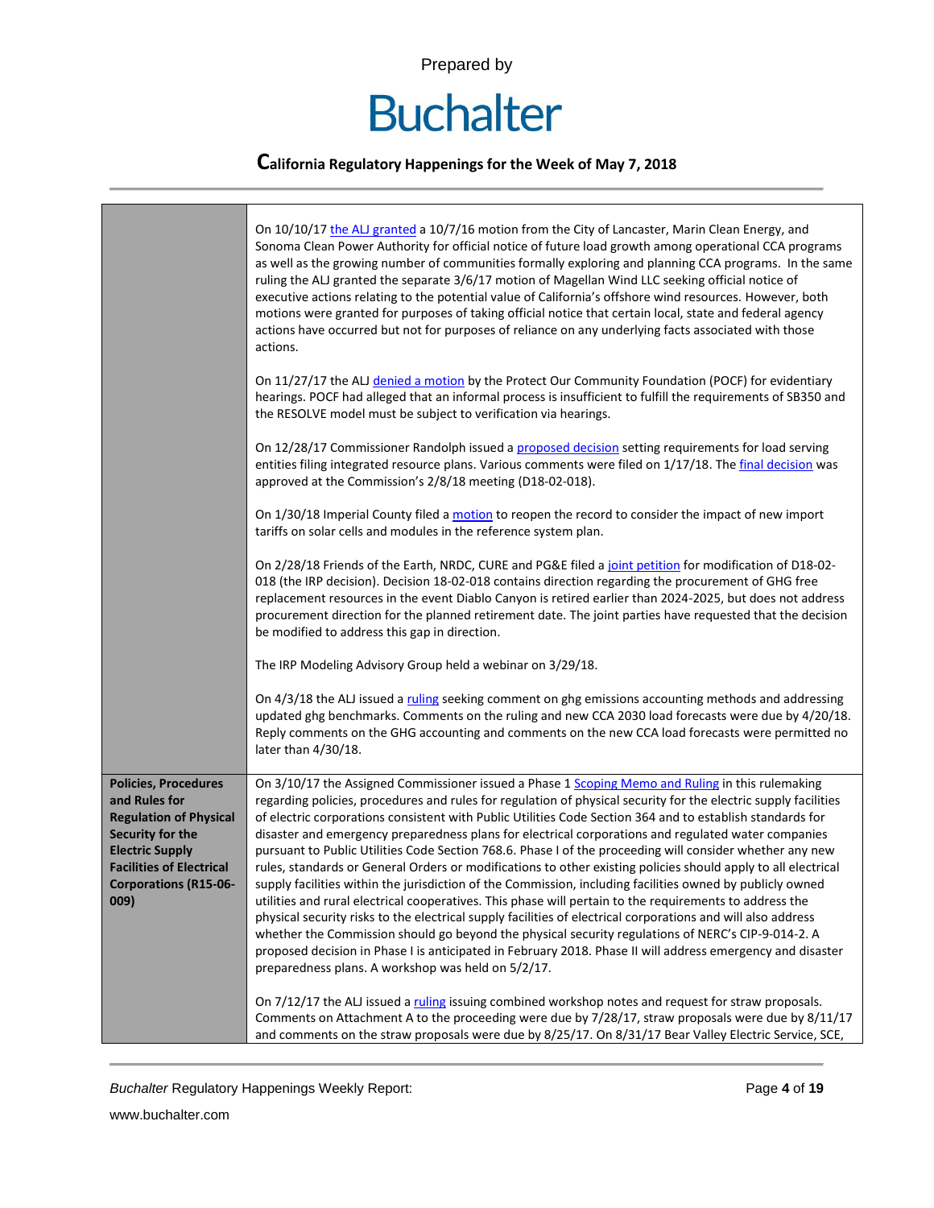| | |
|---|---|
| | On 10/10/17 the ALJ granted a 10/7/16 motion from the City of Lancaster, Marin Clean Energy, and Sonoma Clean Power Authority for official notice of future load growth among operational CCA programs as well as the growing number of communities formally exploring and planning CCA programs. In the same ruling the ALJ granted the separate 3/6/17 motion of Magellan Wind LLC seeking official notice of executive actions relating to the potential value of California's offshore wind resources. However, both motions were granted for purposes of taking official notice that certain local, state and federal agency actions have occurred but not for purposes of reliance on any underlying facts associated with those actions.<br><br>On 11/27/17 the ALJ denied a motion by the Protect Our Community Foundation (POCF) for evidentiary hearings. POCF had alleged that an informal process is insufficient to fulfill the requirements of SB350 and the RESOLVE model must be subject to verification via hearings.<br><br>On 12/28/17 Commissioner Randolph issued a proposed decision setting requirements for load serving entities filing integrated resource plans. Various comments were filed on 1/17/18. The final decision was approved at the Commission's 2/8/18 meeting (D18-02-018).<br><br>On 1/30/18 Imperial County filed a motion to reopen the record to consider the impact of new import tariffs on solar cells and modules in the reference system plan.<br><br>On 2/28/18 Friends of the Earth, NRDC, CURE and PG&E filed a joint petition for modification of D18-02-018 (the IRP decision). Decision 18-02-018 contains direction regarding the procurement of GHG free replacement resources in the event Diablo Canyon is retired earlier than 2024-2025, but does not address procurement direction for the planned retirement date. The joint parties have requested that the decision be modified to address this gap in direction.<br><br>The IRP Modeling Advisory Group held a webinar on 3/29/18.<br><br>On 4/3/18 the ALJ issued a ruling seeking comment on ghg emissions accounting methods and addressing updated ghg benchmarks. Comments on the ruling and new CCA 2030 load forecasts were due by 4/20/18. Reply comments on the GHG accounting and comments on the new CCA load forecasts were permitted no later than 4/30/18. |
| **Policies, Procedures and Rules for Regulation of Physical Security for the Electric Supply Facilities of Electrical Corporations (R15-06-009)** | On 3/10/17 the Assigned Commissioner issued a Phase 1 Scoping Memo and Ruling in this rulemaking regarding policies, procedures and rules for regulation of physical security for the electric supply facilities of electric corporations consistent with Public Utilities Code Section 364 and to establish standards for disaster and emergency preparedness plans for electrical corporations and regulated water companies pursuant to Public Utilities Code Section 768.6. Phase I of the proceeding will consider whether any new rules, standards or General Orders or modifications to other existing policies should apply to all electrical supply facilities within the jurisdiction of the Commission, including facilities owned by publicly owned utilities and rural electrical cooperatives. This phase will pertain to the requirements to address the physical security risks to the electrical supply facilities of electrical corporations and will also address whether the Commission should go beyond the physical security regulations of NERC's CIP-9-014-2. A proposed decision in Phase I is anticipated in February 2018. Phase II will address emergency and disaster preparedness plans. A workshop was held on 5/2/17.<br><br>On 7/12/17 the ALJ issued a ruling issuing combined workshop notes and request for straw proposals. Comments on Attachment A to the proceeding were due by 7/28/17, straw proposals were due by 8/11/17 and comments on the straw proposals were due by 8/25/17. On 8/31/17 Bear Valley Electric Service, SCE, |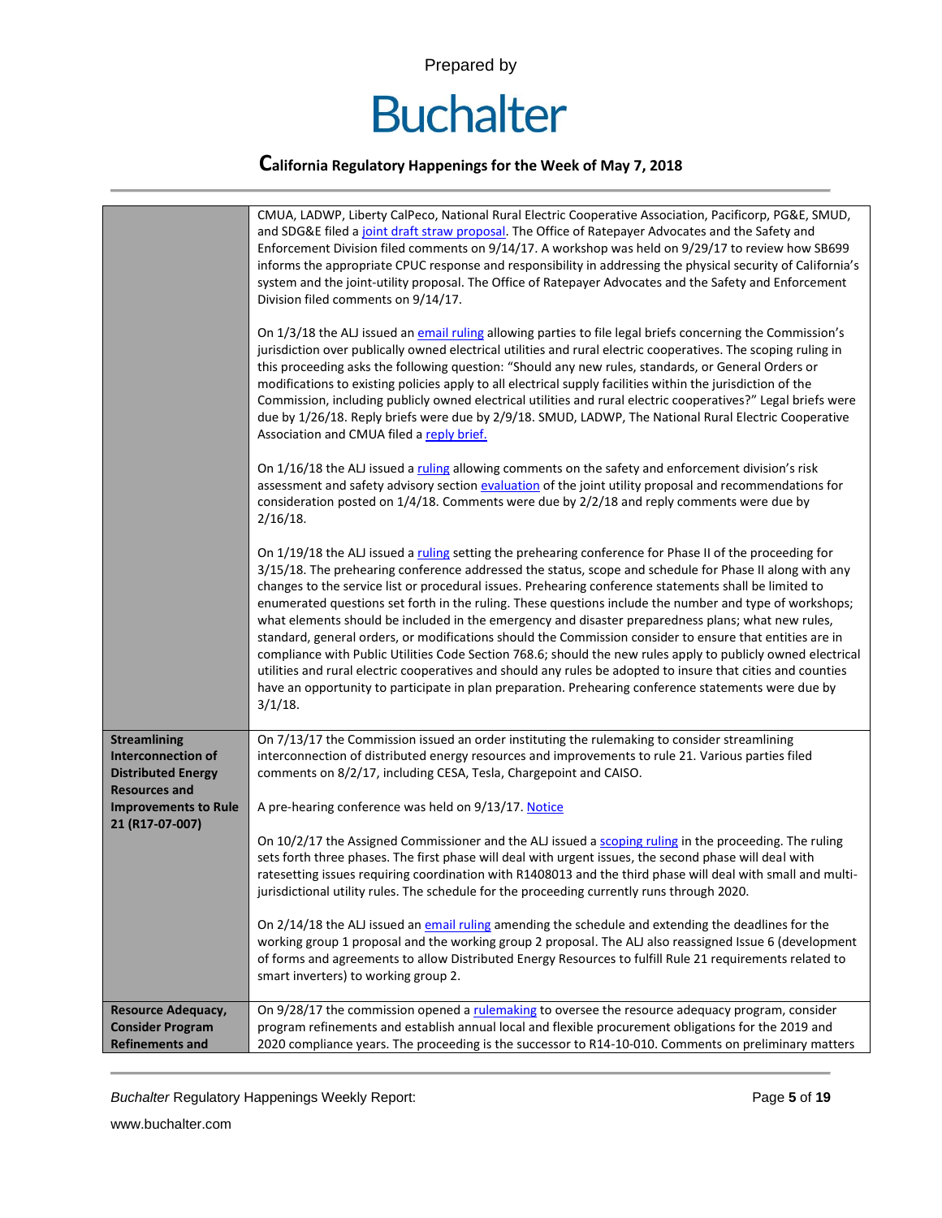| | |
|---|---|
| | CMUA, LADWP, Liberty CalPeco, National Rural Electric Cooperative Association, Pacificorp, PG&E, SMUD, and SDG&E filed a joint draft straw proposal. The Office of Ratepayer Advocates and the Safety and Enforcement Division filed comments on 9/14/17. A workshop was held on 9/29/17 to review how SB699 informs the appropriate CPUC response and responsibility in addressing the physical security of California's system and the joint-utility proposal. The Office of Ratepayer Advocates and the Safety and Enforcement Division filed comments on 9/14/17.<br><br>On 1/3/18 the ALJ issued an email ruling allowing parties to file legal briefs concerning the Commission's jurisdiction over publically owned electrical utilities and rural electric cooperatives. The scoping ruling in this proceeding asks the following question: "Should any new rules, standards, or General Orders or modifications to existing policies apply to all electrical supply facilities within the jurisdiction of the Commission, including publicly owned electrical utilities and rural electric cooperatives?" Legal briefs were due by 1/26/18. Reply briefs were due by 2/9/18. SMUD, LADWP, The National Rural Electric Cooperative Association and CMUA filed a reply brief.<br><br>On 1/16/18 the ALJ issued a ruling allowing comments on the safety and enforcement division's risk assessment and safety advisory section evaluation of the joint utility proposal and recommendations for consideration posted on 1/4/18. Comments were due by 2/2/18 and reply comments were due by 2/16/18.<br><br>On 1/19/18 the ALJ issued a ruling setting the prehearing conference for Phase II of the proceeding for 3/15/18. The prehearing conference addressed the status, scope and schedule for Phase II along with any changes to the service list or procedural issues. Prehearing conference statements shall be limited to enumerated questions set forth in the ruling. These questions include the number and type of workshops; what elements should be included in the emergency and disaster preparedness plans; what new rules, standard, general orders, or modifications should the Commission consider to ensure that entities are in compliance with Public Utilities Code Section 768.6; should the new rules apply to publicly owned electrical utilities and rural electric cooperatives and should any rules be adopted to insure that cities and counties have an opportunity to participate in plan preparation. Prehearing conference statements were due by 3/1/18. |
| **Streamlining Interconnection of Distributed Energy Resources and Improvements to Rule 21 (R17-07-007)** | On 7/13/17 the Commission issued an order instituting the rulemaking to consider streamlining interconnection of distributed energy resources and improvements to rule 21. Various parties filed comments on 8/2/17, including CESA, Tesla, Chargepoint and CAISO.<br><br>A pre-hearing conference was held on 9/13/17. Notice<br><br>On 10/2/17 the Assigned Commissioner and the ALJ issued a scoping ruling in the proceeding. The ruling sets forth three phases. The first phase will deal with urgent issues, the second phase will deal with ratesetting issues requiring coordination with R1408013 and the third phase will deal with small and multi-jurisdictional utility rules. The schedule for the proceeding currently runs through 2020.<br><br>On 2/14/18 the ALJ issued an email ruling amending the schedule and extending the deadlines for the working group 1 proposal and the working group 2 proposal. The ALJ also reassigned Issue 6 (development of forms and agreements to allow Distributed Energy Resources to fulfill Rule 21 requirements related to smart inverters) to working group 2. |
| **Resource Adequacy, Consider Program Refinements and** | On 9/28/17 the commission opened a rulemaking to oversee the resource adequacy program, consider program refinements and establish annual local and flexible procurement obligations for the 2019 and 2020 compliance years. The proceeding is the successor to R14-10-010. Comments on preliminary matters |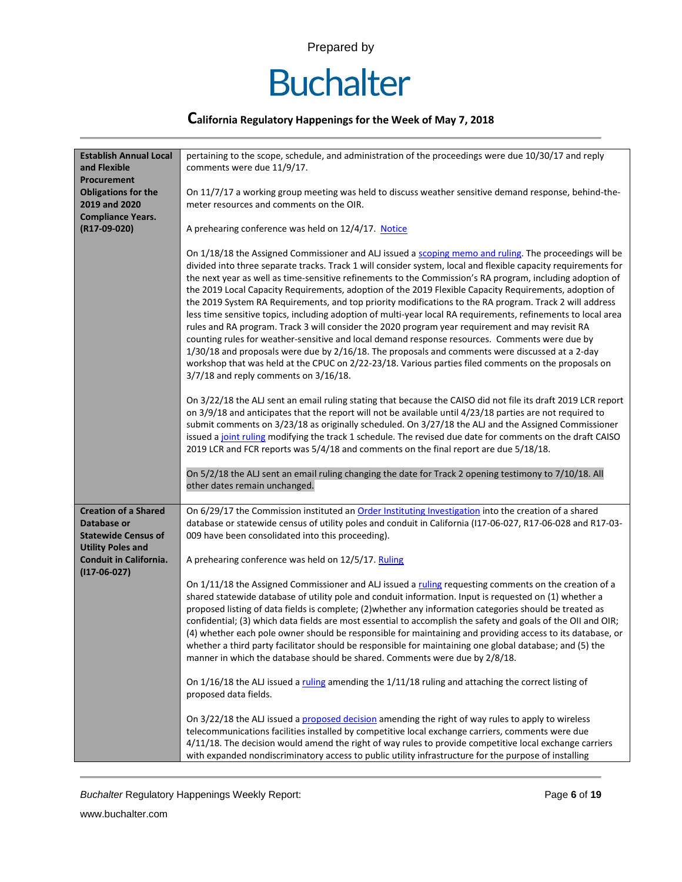| | |
|---|---|
| **Establish Annual Local and Flexible Procurement Obligations for the 2019 and 2020 Compliance Years. (R17-09-020)** | pertaining to the scope, schedule, and administration of the proceedings were due 10/30/17 and reply comments were due 11/9/17.<br><br>On 11/7/17 a working group meeting was held to discuss weather sensitive demand response, behind-the-meter resources and comments on the OIR.<br><br>A prehearing conference was held on 12/4/17. Notice<br><br>On 1/18/18 the Assigned Commissioner and ALJ issued a scoping memo and ruling. The proceedings will be divided into three separate tracks. Track 1 will consider system, local and flexible capacity requirements for the next year as well as time-sensitive refinements to the Commission's RA program, including adoption of the 2019 Local Capacity Requirements, adoption of the 2019 Flexible Capacity Requirements, adoption of the 2019 System RA Requirements, and top priority modifications to the RA program. Track 2 will address less time sensitive topics, including adoption of multi-year local RA requirements, refinements to local area rules and RA program. Track 3 will consider the 2020 program year requirement and may revisit RA counting rules for weather-sensitive and local demand response resources. Comments were due by 1/30/18 and proposals were due by 2/16/18. The proposals and comments were discussed at a 2-day workshop that was held at the CPUC on 2/22-23/18. Various parties filed comments on the proposals on 3/7/18 and reply comments on 3/16/18.<br><br>On 3/22/18 the ALJ sent an email ruling stating that because the CAISO did not file its draft 2019 LCR report on 3/9/18 and anticipates that the report will not be available until 4/23/18 parties are not required to submit comments on 3/23/18 as originally scheduled. On 3/27/18 the ALJ and the Assigned Commissioner issued a joint ruling modifying the track 1 schedule. The revised due date for comments on the draft CAISO 2019 LCR and FCR reports was 5/4/18 and comments on the final report are due 5/18/18.<br><br>On 5/2/18 the ALJ sent an email ruling changing the date for Track 2 opening testimony to 7/10/18. All other dates remain unchanged. |
| **Creation of a Shared Database or Statewide Census of Utility Poles and Conduit in California. (I17-06-027)** | On 6/29/17 the Commission instituted an Order Instituting Investigation into the creation of a shared database or statewide census of utility poles and conduit in California (I17-06-027, R17-06-028 and R17-03-009 have been consolidated into this proceeding).<br><br>A prehearing conference was held on 12/5/17. Ruling<br><br>On 1/11/18 the Assigned Commissioner and ALJ issued a ruling requesting comments on the creation of a shared statewide database of utility pole and conduit information. Input is requested on (1) whether a proposed listing of data fields is complete; (2)whether any information categories should be treated as confidential; (3) which data fields are most essential to accomplish the safety and goals of the OII and OIR; (4) whether each pole owner should be responsible for maintaining and providing access to its database, or whether a third party facilitator should be responsible for maintaining one global database; and (5) the manner in which the database should be shared. Comments were due by 2/8/18.<br><br>On 1/16/18 the ALJ issued a ruling amending the 1/11/18 ruling and attaching the correct listing of proposed data fields.<br><br>On 3/22/18 the ALJ issued a proposed decision amending the right of way rules to apply to wireless telecommunications facilities installed by competitive local exchange carriers, comments were due 4/11/18. The decision would amend the right of way rules to provide competitive local exchange carriers with expanded nondiscriminatory access to public utility infrastructure for the purpose of installing |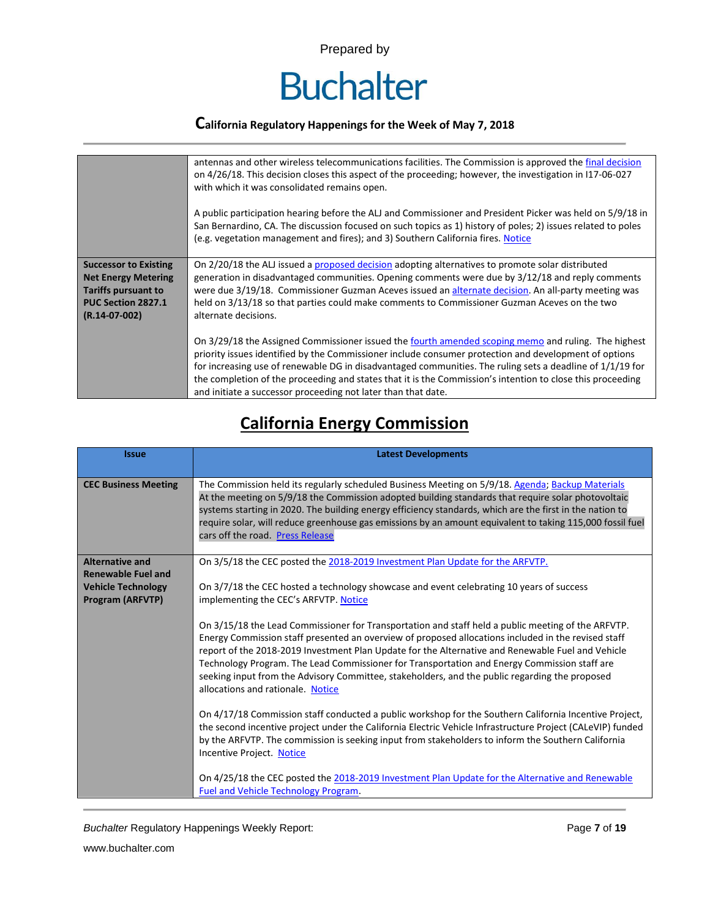| | |
|---|---|
| | antennas and other wireless telecommunications facilities. The Commission is approved the final decision on 4/26/18. This decision closes this aspect of the proceeding; however, the investigation in I17-06-027 with which it was consolidated remains open.<br><br>A public participation hearing before the ALJ and Commissioner and President Picker was held on 5/9/18 in San Bernardino, CA. The discussion focused on such topics as 1) history of poles; 2) issues related to poles (e.g. vegetation management and fires); and 3) Southern California fires. Notice |
| **Successor to Existing Net Energy Metering Tariffs pursuant to PUC Section 2827.1 (R.14-07-002)** | On 2/20/18 the ALJ issued a proposed decision adopting alternatives to promote solar distributed generation in disadvantaged communities. Opening comments were due by 3/12/18 and reply comments were due 3/19/18. Commissioner Guzman Aceves issued an alternate decision. An all-party meeting was held on 3/13/18 so that parties could make comments to Commissioner Guzman Aceves on the two alternate decisions.<br><br>On 3/29/18 the Assigned Commissioner issued the fourth amended scoping memo and ruling. The highest priority issues identified by the Commissioner include consumer protection and development of options for increasing use of renewable DG in disadvantaged communities. The ruling sets a deadline of 1/1/19 for the completion of the proceeding and states that it is the Commission's intention to close this proceeding and initiate a successor proceeding not later than that date. |

## California Energy Commission

| Issue | Latest Developments |
|---|---|
| **CEC Business Meeting** | The Commission held its regularly scheduled Business Meeting on 5/9/18. Agenda; Backup Materials<br>At the meeting on 5/9/18 the Commission adopted building standards that require solar photovoltaic systems starting in 2020. The building energy efficiency standards, which are the first in the nation to require solar, will reduce greenhouse gas emissions by an amount equivalent to taking 115,000 fossil fuel cars off the road. Press Release |
| **Alternative and Renewable Fuel and Vehicle Technology Program (ARFVTP)** | On 3/5/18 the CEC posted the 2018-2019 Investment Plan Update for the ARFVTP.<br><br>On 3/7/18 the CEC hosted a technology showcase and event celebrating 10 years of success implementing the CEC's ARFVTP. Notice<br><br>On 3/15/18 the Lead Commissioner for Transportation and staff held a public meeting of the ARFVTP. Energy Commission staff presented an overview of proposed allocations included in the revised staff report of the 2018-2019 Investment Plan Update for the Alternative and Renewable Fuel and Vehicle Technology Program. The Lead Commissioner for Transportation and Energy Commission staff are seeking input from the Advisory Committee, stakeholders, and the public regarding the proposed allocations and rationale. Notice<br><br>On 4/17/18 Commission staff conducted a public workshop for the Southern California Incentive Project, the second incentive project under the California Electric Vehicle Infrastructure Project (CALeVIP) funded by the ARFVTP. The commission is seeking input from stakeholders to inform the Southern California Incentive Project. Notice<br><br>On 4/25/18 the CEC posted the 2018-2019 Investment Plan Update for the Alternative and Renewable Fuel and Vehicle Technology Program. |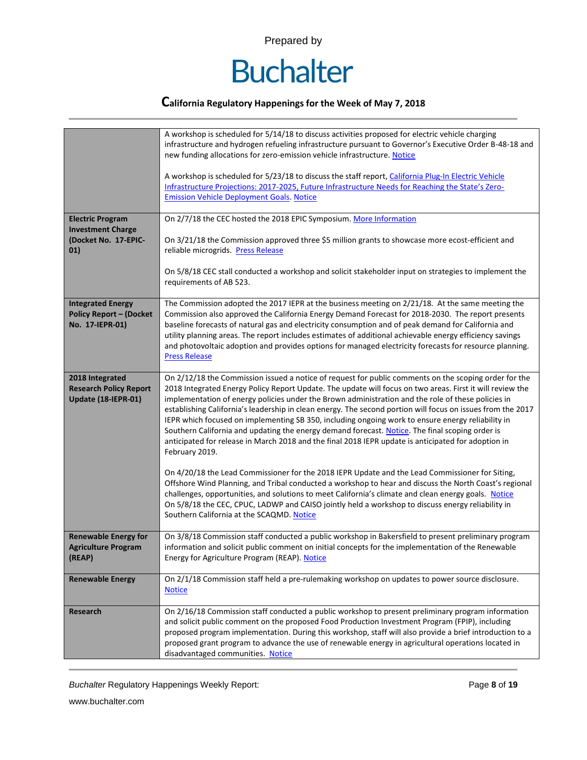| | |
|---|---|
| | A workshop is scheduled for 5/14/18 to discuss activities proposed for electric vehicle charging infrastructure and hydrogen refueling infrastructure pursuant to Governor's Executive Order B-48-18 and new funding allocations for zero-emission vehicle infrastructure. Notice<br><br>A workshop is scheduled for 5/23/18 to discuss the staff report, California Plug-In Electric Vehicle Infrastructure Projections: 2017-2025, Future Infrastructure Needs for Reaching the State's Zero-Emission Vehicle Deployment Goals. Notice |
| **Electric Program Investment Charge (Docket No. 17-EPIC-01)** | On 2/7/18 the CEC hosted the 2018 EPIC Symposium. More Information<br><br>On 3/21/18 the Commission approved three $5 million grants to showcase more ecost-efficient and reliable microgrids. Press Release<br><br>On 5/8/18 CEC stall conducted a workshop and solicit stakeholder input on strategies to implement the requirements of AB 523. |
| **Integrated Energy Policy Report – (Docket No. 17-IEPR-01)** | The Commission adopted the 2017 IEPR at the business meeting on 2/21/18. At the same meeting the Commission also approved the California Energy Demand Forecast for 2018-2030. The report presents baseline forecasts of natural gas and electricity consumption and of peak demand for California and utility planning areas. The report includes estimates of additional achievable energy efficiency savings and photovoltaic adoption and provides options for managed electricity forecasts for resource planning. Press Release |
| **2018 Integrated Research Policy Report Update (18-IEPR-01)** | On 2/12/18 the Commission issued a notice of request for public comments on the scoping order for the 2018 Integrated Energy Policy Report Update. The update will focus on two areas. First it will review the implementation of energy policies under the Brown administration and the role of these policies in establishing California's leadership in clean energy. The second portion will focus on issues from the 2017 IEPR which focused on implementing SB 350, including ongoing work to ensure energy reliability in Southern California and updating the energy demand forecast. Notice. The final scoping order is anticipated for release in March 2018 and the final 2018 IEPR update is anticipated for adoption in February 2019.<br><br>On 4/20/18 the Lead Commissioner for the 2018 IEPR Update and the Lead Commissioner for Siting, Offshore Wind Planning, and Tribal conducted a workshop to hear and discuss the North Coast's regional challenges, opportunities, and solutions to meet California's climate and clean energy goals. Notice<br>On 5/8/18 the CEC, CPUC, LADWP and CAISO jointly held a workshop to discuss energy reliability in Southern California at the SCAQMD. Notice |
| **Renewable Energy for Agriculture Program (REAP)** | On 3/8/18 Commission staff conducted a public workshop in Bakersfield to present preliminary program information and solicit public comment on initial concepts for the implementation of the Renewable Energy for Agriculture Program (REAP). Notice |
| **Renewable Energy** | On 2/1/18 Commission staff held a pre-rulemaking workshop on updates to power source disclosure. Notice |
| **Research** | On 2/16/18 Commission staff conducted a public workshop to present preliminary program information and solicit public comment on the proposed Food Production Investment Program (FPIP), including proposed program implementation. During this workshop, staff will also provide a brief introduction to a proposed grant program to advance the use of renewable energy in agricultural operations located in disadvantaged communities. Notice |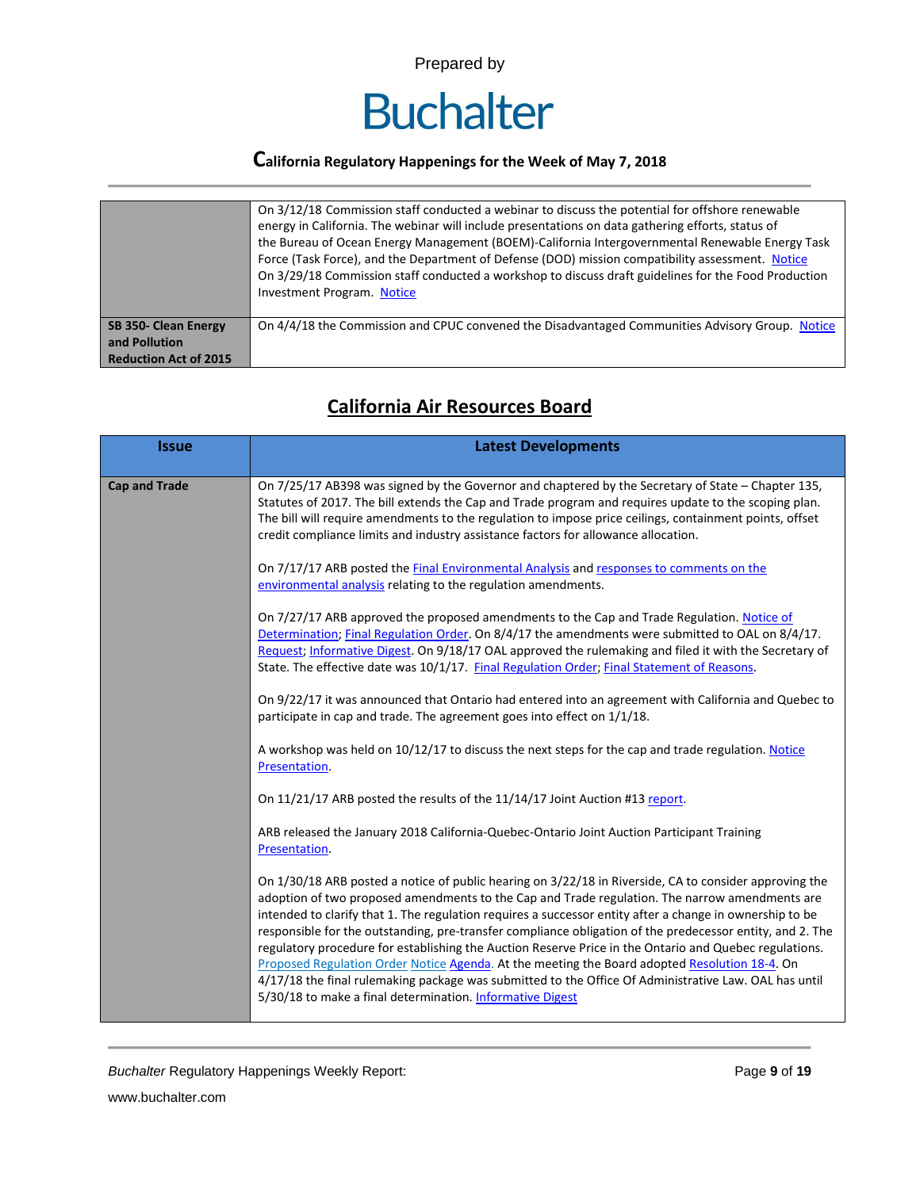| | |
|---|---|
| | On 3/12/18 Commission staff conducted a webinar to discuss the potential for offshore renewable energy in California. The webinar will include presentations on data gathering efforts, status of the Bureau of Ocean Energy Management (BOEM)-California Intergovernmental Renewable Energy Task Force (Task Force), and the Department of Defense (DOD) mission compatibility assessment. Notice<br>On 3/29/18 Commission staff conducted a workshop to discuss draft guidelines for the Food Production Investment Program. Notice |
| **SB 350- Clean Energy and Pollution Reduction Act of 2015** | On 4/4/18 the Commission and CPUC convened the Disadvantaged Communities Advisory Group. Notice |

## California Air Resources Board

| Issue | Latest Developments |
|---|---|
| **Cap and Trade** | On 7/25/17 AB398 was signed by the Governor and chaptered by the Secretary of State – Chapter 135, Statutes of 2017. The bill extends the Cap and Trade program and requires update to the scoping plan. The bill will require amendments to the regulation to impose price ceilings, containment points, offset credit compliance limits and industry assistance factors for allowance allocation.<br><br>On 7/17/17 ARB posted the Final Environmental Analysis and responses to comments on the environmental analysis relating to the regulation amendments.<br><br>On 7/27/17 ARB approved the proposed amendments to the Cap and Trade Regulation. Notice of Determination; Final Regulation Order. On 8/4/17 the amendments were submitted to OAL on 8/4/17. Request; Informative Digest. On 9/18/17 OAL approved the rulemaking and filed it with the Secretary of State. The effective date was 10/1/17. Final Regulation Order; Final Statement of Reasons.<br><br>On 9/22/17 it was announced that Ontario had entered into an agreement with California and Quebec to participate in cap and trade. The agreement goes into effect on 1/1/18.<br><br>A workshop was held on 10/12/17 to discuss the next steps for the cap and trade regulation. Notice Presentation.<br><br>On 11/21/17 ARB posted the results of the 11/14/17 Joint Auction #13 report.<br><br>ARB released the January 2018 California-Quebec-Ontario Joint Auction Participant Training Presentation.<br><br>On 1/30/18 ARB posted a notice of public hearing on 3/22/18 in Riverside, CA to consider approving the adoption of two proposed amendments to the Cap and Trade regulation. The narrow amendments are intended to clarify that 1. The regulation requires a successor entity after a change in ownership to be responsible for the outstanding, pre-transfer compliance obligation of the predecessor entity, and 2. The regulatory procedure for establishing the Auction Reserve Price in the Ontario and Quebec regulations. Proposed Regulation Order Notice Agenda. At the meeting the Board adopted Resolution 18-4. On 4/17/18 the final rulemaking package was submitted to the Office Of Administrative Law. OAL has until 5/30/18 to make a final determination. Informative Digest |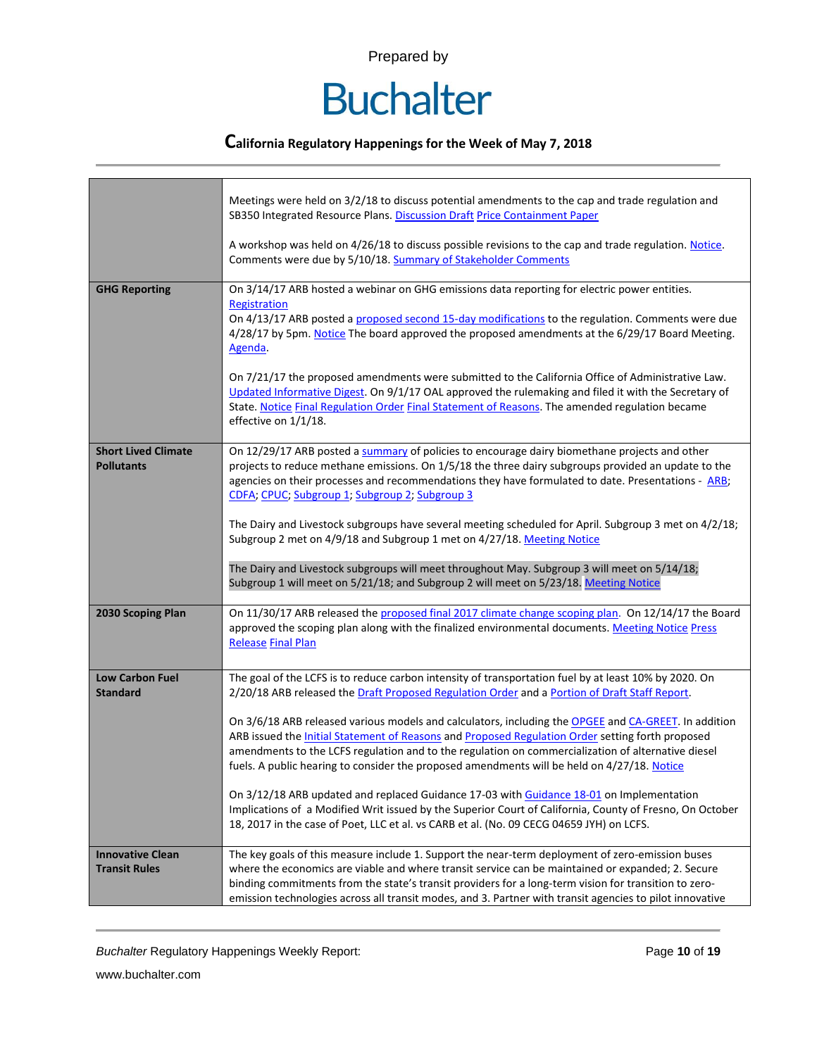Prepared by

# Buchalter

## California Regulatory Happenings for the Week of May 7, 2018

| | |
|---|---|
| | Meetings were held on 3/2/18 to discuss potential amendments to the cap and trade regulation and SB350 Integrated Resource Plans. Discussion Draft Price Containment Paper<br><br>A workshop was held on 4/26/18 to discuss possible revisions to the cap and trade regulation. Notice. Comments were due by 5/10/18. Summary of Stakeholder Comments |
| **GHG Reporting** | On 3/14/17 ARB hosted a webinar on GHG emissions data reporting for electric power entities. Registration<br>On 4/13/17 ARB posted a proposed second 15-day modifications to the regulation. Comments were due 4/28/17 by 5pm. Notice The board approved the proposed amendments at the 6/29/17 Board Meeting. Agenda.<br><br>On 7/21/17 the proposed amendments were submitted to the California Office of Administrative Law. Updated Informative Digest. On 9/1/17 OAL approved the rulemaking and filed it with the Secretary of State. Notice Final Regulation Order Final Statement of Reasons. The amended regulation became effective on 1/1/18. |
| **Short Lived Climate Pollutants** | On 12/29/17 ARB posted a summary of policies to encourage dairy biomethane projects and other projects to reduce methane emissions. On 1/5/18 the three dairy subgroups provided an update to the agencies on their processes and recommendations they have formulated to date. Presentations - ARB; CDFA; CPUC; Subgroup 1; Subgroup 2; Subgroup 3<br><br>The Dairy and Livestock subgroups have several meeting scheduled for April. Subgroup 3 met on 4/2/18; Subgroup 2 met on 4/9/18 and Subgroup 1 met on 4/27/18. Meeting Notice<br><br>The Dairy and Livestock subgroups will meet throughout May. Subgroup 3 will meet on 5/14/18; Subgroup 1 will meet on 5/21/18; and Subgroup 2 will meet on 5/23/18. Meeting Notice |
| **2030 Scoping Plan** | On 11/30/17 ARB released the proposed final 2017 climate change scoping plan. On 12/14/17 the Board approved the scoping plan along with the finalized environmental documents. Meeting Notice Press Release Final Plan |
| **Low Carbon Fuel Standard** | The goal of the LCFS is to reduce carbon intensity of transportation fuel by at least 10% by 2020. On 2/20/18 ARB released the Draft Proposed Regulation Order and a Portion of Draft Staff Report.<br><br>On 3/6/18 ARB released various models and calculators, including the OPGEE and CA-GREET. In addition ARB issued the Initial Statement of Reasons and Proposed Regulation Order setting forth proposed amendments to the LCFS regulation and to the regulation on commercialization of alternative diesel fuels. A public hearing to consider the proposed amendments will be held on 4/27/18. Notice<br><br>On 3/12/18 ARB updated and replaced Guidance 17-03 with Guidance 18-01 on Implementation Implications of a Modified Writ issued by the Superior Court of California, County of Fresno, On October 18, 2017 in the case of Poet, LLC et al. vs CARB et al. (No. 09 CECG 04659 JYH) on LCFS. |
| **Innovative Clean Transit Rules** | The key goals of this measure include 1. Support the near-term deployment of zero-emission buses where the economics are viable and where transit service can be maintained or expanded; 2. Secure binding commitments from the state's transit providers for a long-term vision for transition to zero-emission technologies across all transit modes, and 3. Partner with transit agencies to pilot innovative |

*Buchalter* Regulatory Happenings Weekly Report:

www.buchalter.com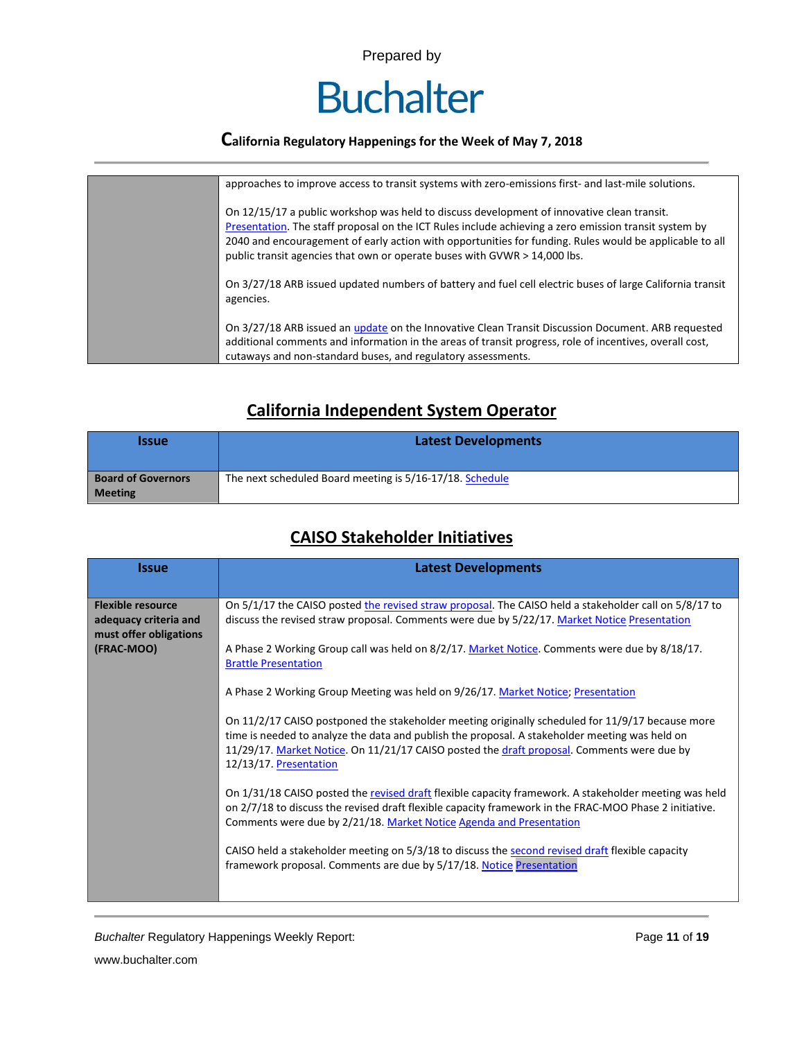| | |
|---|---|
| | approaches to improve access to transit systems with zero-emissions first- and last-mile solutions.<br><br>On 12/15/17 a public workshop was held to discuss development of innovative clean transit. Presentation. The staff proposal on the ICT Rules include achieving a zero emission transit system by 2040 and encouragement of early action with opportunities for funding. Rules would be applicable to all public transit agencies that own or operate buses with GVWR > 14,000 lbs.<br><br>On 3/27/18 ARB issued updated numbers of battery and fuel cell electric buses of large California transit agencies.<br><br>On 3/27/18 ARB issued an update on the Innovative Clean Transit Discussion Document. ARB requested additional comments and information in the areas of transit progress, role of incentives, overall cost, cutaways and non-standard buses, and regulatory assessments. |

## California Independent System Operator

| Issue | Latest Developments |
|---|---|
| **Board of Governors Meeting** | The next scheduled Board meeting is 5/16-17/18. Schedule |

## CAISO Stakeholder Initiatives

| Issue | Latest Developments |
|---|---|
| **Flexible resource adequacy criteria and must offer obligations (FRAC-MOO)** | On 5/1/17 the CAISO posted the revised straw proposal. The CAISO held a stakeholder call on 5/8/17 to discuss the revised straw proposal. Comments were due by 5/22/17. Market Notice Presentation<br><br>A Phase 2 Working Group call was held on 8/2/17. Market Notice. Comments were due by 8/18/17. Brattle Presentation<br><br>A Phase 2 Working Group Meeting was held on 9/26/17. Market Notice; Presentation<br><br>On 11/2/17 CAISO postponed the stakeholder meeting originally scheduled for 11/9/17 because more time is needed to analyze the data and publish the proposal. A stakeholder meeting was held on 11/29/17. Market Notice. On 11/21/17 CAISO posted the draft proposal. Comments were due by 12/13/17. Presentation<br><br>On 1/31/18 CAISO posted the revised draft flexible capacity framework. A stakeholder meeting was held on 2/7/18 to discuss the revised draft flexible capacity framework in the FRAC-MOO Phase 2 initiative. Comments were due by 2/21/18. Market Notice Agenda and Presentation<br><br>CAISO held a stakeholder meeting on 5/3/18 to discuss the second revised draft flexible capacity framework proposal. Comments are due by 5/17/18. Notice Presentation |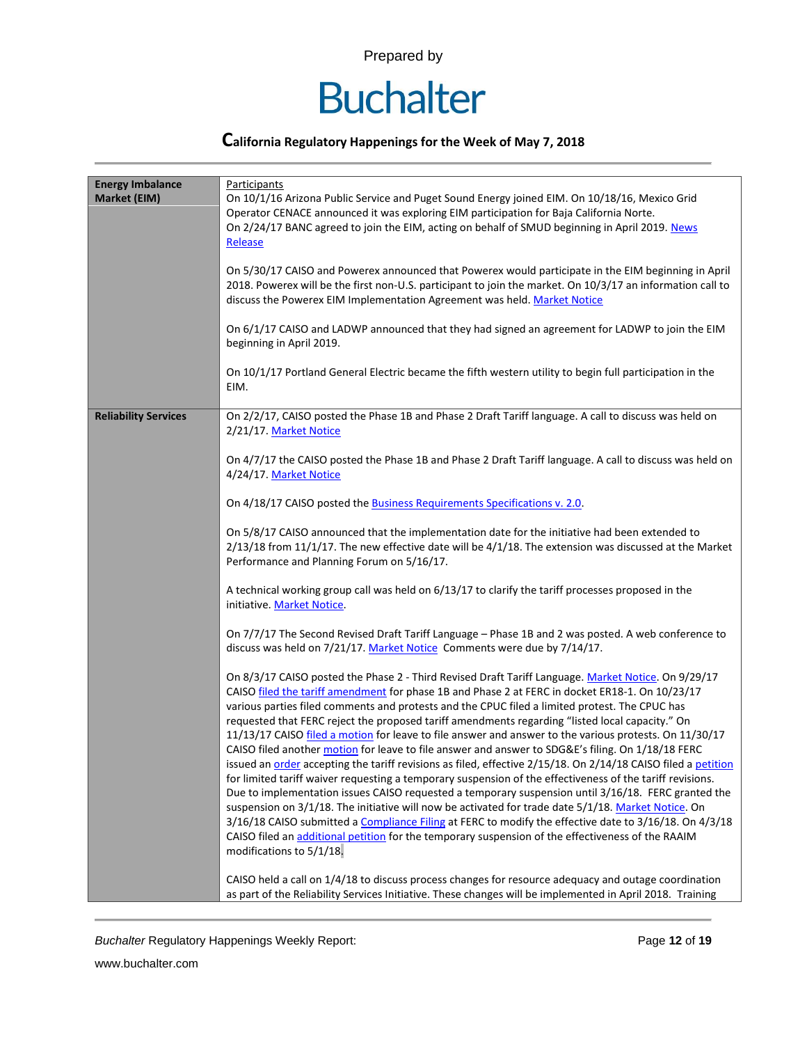| | |
|---|---|
| **Energy Imbalance Market (EIM)** | Participants<br>On 10/1/16 Arizona Public Service and Puget Sound Energy joined EIM. On 10/18/16, Mexico Grid Operator CENACE announced it was exploring EIM participation for Baja California Norte.<br>On 2/24/17 BANC agreed to join the EIM, acting on behalf of SMUD beginning in April 2019. News Release<br><br>On 5/30/17 CAISO and Powerex announced that Powerex would participate in the EIM beginning in April 2018. Powerex will be the first non-U.S. participant to join the market. On 10/3/17 an information call to discuss the Powerex EIM Implementation Agreement was held. Market Notice<br><br>On 6/1/17 CAISO and LADWP announced that they had signed an agreement for LADWP to join the EIM beginning in April 2019.<br><br>On 10/1/17 Portland General Electric became the fifth western utility to begin full participation in the EIM. |
| **Reliability Services** | On 2/2/17, CAISO posted the Phase 1B and Phase 2 Draft Tariff language. A call to discuss was held on 2/21/17. Market Notice<br><br>On 4/7/17 the CAISO posted the Phase 1B and Phase 2 Draft Tariff language. A call to discuss was held on 4/24/17. Market Notice<br><br>On 4/18/17 CAISO posted the Business Requirements Specifications v. 2.0.<br><br>On 5/8/17 CAISO announced that the implementation date for the initiative had been extended to 2/13/18 from 11/1/17. The new effective date will be 4/1/18. The extension was discussed at the Market Performance and Planning Forum on 5/16/17.<br><br>A technical working group call was held on 6/13/17 to clarify the tariff processes proposed in the initiative. Market Notice.<br><br>On 7/7/17 The Second Revised Draft Tariff Language – Phase 1B and 2 was posted. A web conference to discuss was held on 7/21/17. Market Notice Comments were due by 7/14/17.<br><br>On 8/3/17 CAISO posted the Phase 2 - Third Revised Draft Tariff Language. Market Notice. On 9/29/17 CAISO filed the tariff amendment for phase 1B and Phase 2 at FERC in docket ER18-1. On 10/23/17 various parties filed comments and protests and the CPUC filed a limited protest. The CPUC has requested that FERC reject the proposed tariff amendments regarding "listed local capacity." On 11/13/17 CAISO filed a motion for leave to file answer and answer to the various protests. On 11/30/17 CAISO filed another motion for leave to file answer and answer to SDG&E's filing. On 1/18/18 FERC issued an order accepting the tariff revisions as filed, effective 2/15/18. On 2/14/18 CAISO filed a petition for limited tariff waiver requesting a temporary suspension of the effectiveness of the tariff revisions. Due to implementation issues CAISO requested a temporary suspension until 3/16/18. FERC granted the suspension on 3/1/18. The initiative will now be activated for trade date 5/1/18. Market Notice. On 3/16/18 CAISO submitted a Compliance Filing at FERC to modify the effective date to 3/16/18. On 4/3/18 CAISO filed an additional petition for the temporary suspension of the effectiveness of the RAAIM modifications to 5/1/18.<br><br>CAISO held a call on 1/4/18 to discuss process changes for resource adequacy and outage coordination as part of the Reliability Services Initiative. These changes will be implemented in April 2018. Training |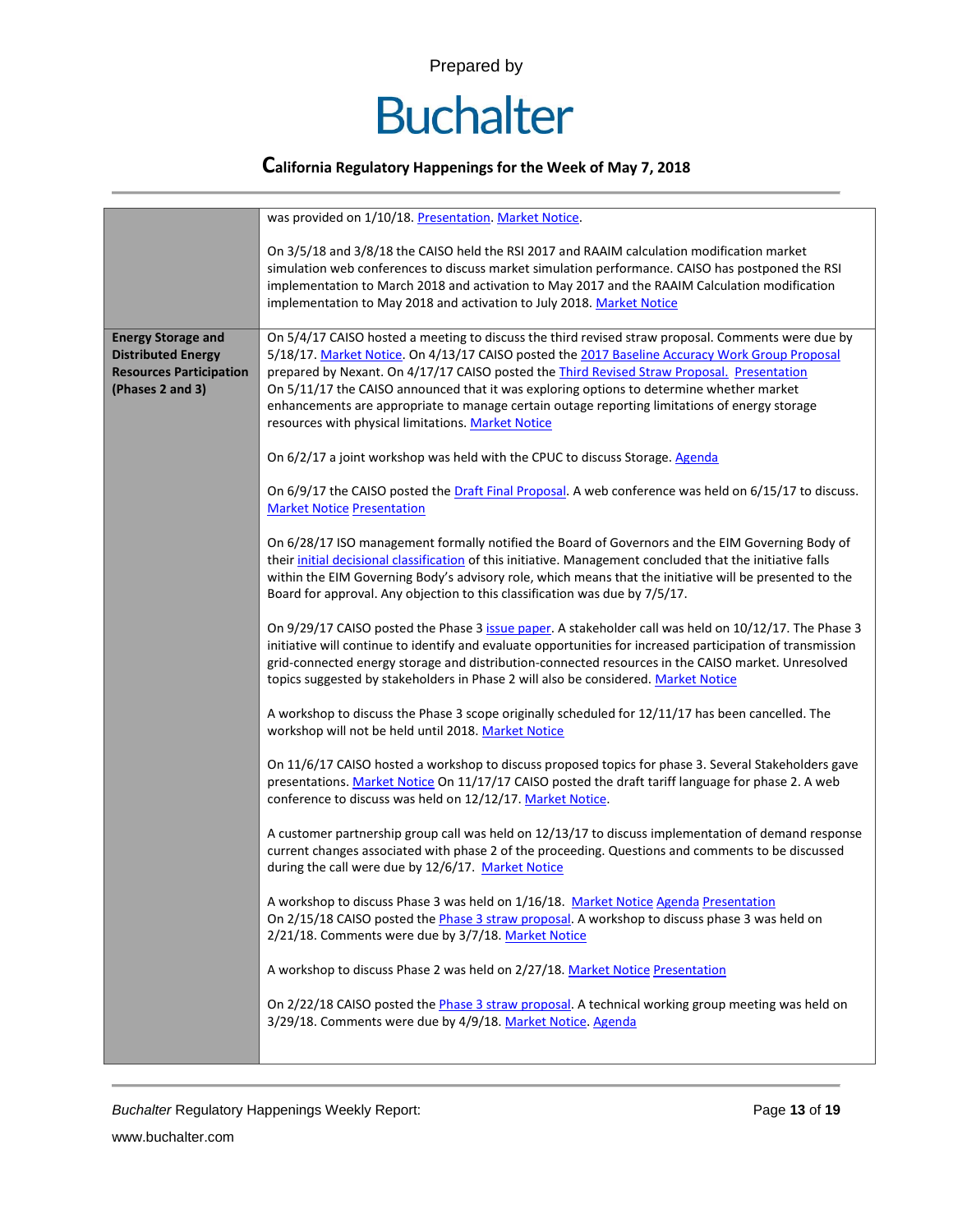| | |
|---|---|
| | was provided on 1/10/18. Presentation. Market Notice.<br><br>On 3/5/18 and 3/8/18 the CAISO held the RSI 2017 and RAAIM calculation modification market simulation web conferences to discuss market simulation performance. CAISO has postponed the RSI implementation to March 2018 and activation to May 2017 and the RAAIM Calculation modification implementation to May 2018 and activation to July 2018. Market Notice |
| **Energy Storage and Distributed Energy Resources Participation (Phases 2 and 3)** | On 5/4/17 CAISO hosted a meeting to discuss the third revised straw proposal. Comments were due by 5/18/17. Market Notice. On 4/13/17 CAISO posted the 2017 Baseline Accuracy Work Group Proposal prepared by Nexant. On 4/17/17 CAISO posted the Third Revised Straw Proposal. Presentation<br>On 5/11/17 the CAISO announced that it was exploring options to determine whether market enhancements are appropriate to manage certain outage reporting limitations of energy storage resources with physical limitations. Market Notice<br><br>On 6/2/17 a joint workshop was held with the CPUC to discuss Storage. Agenda<br><br>On 6/9/17 the CAISO posted the Draft Final Proposal. A web conference was held on 6/15/17 to discuss. Market Notice Presentation<br><br>On 6/28/17 ISO management formally notified the Board of Governors and the EIM Governing Body of their initial decisional classification of this initiative. Management concluded that the initiative falls within the EIM Governing Body's advisory role, which means that the initiative will be presented to the Board for approval. Any objection to this classification was due by 7/5/17.<br><br>On 9/29/17 CAISO posted the Phase 3 issue paper. A stakeholder call was held on 10/12/17. The Phase 3 initiative will continue to identify and evaluate opportunities for increased participation of transmission grid-connected energy storage and distribution-connected resources in the CAISO market. Unresolved topics suggested by stakeholders in Phase 2 will also be considered. Market Notice<br><br>A workshop to discuss the Phase 3 scope originally scheduled for 12/11/17 has been cancelled. The workshop will not be held until 2018. Market Notice<br><br>On 11/6/17 CAISO hosted a workshop to discuss proposed topics for phase 3. Several Stakeholders gave presentations. Market Notice On 11/17/17 CAISO posted the draft tariff language for phase 2. A web conference to discuss was held on 12/12/17. Market Notice.<br><br>A customer partnership group call was held on 12/13/17 to discuss implementation of demand response current changes associated with phase 2 of the proceeding. Questions and comments to be discussed during the call were due by 12/6/17. Market Notice<br><br>A workshop to discuss Phase 3 was held on 1/16/18. Market Notice Agenda Presentation<br>On 2/15/18 CAISO posted the Phase 3 straw proposal. A workshop to discuss phase 3 was held on 2/21/18. Comments were due by 3/7/18. Market Notice<br><br>A workshop to discuss Phase 2 was held on 2/27/18. Market Notice Presentation<br><br>On 2/22/18 CAISO posted the Phase 3 straw proposal. A technical working group meeting was held on 3/29/18. Comments were due by 4/9/18. Market Notice. Agenda |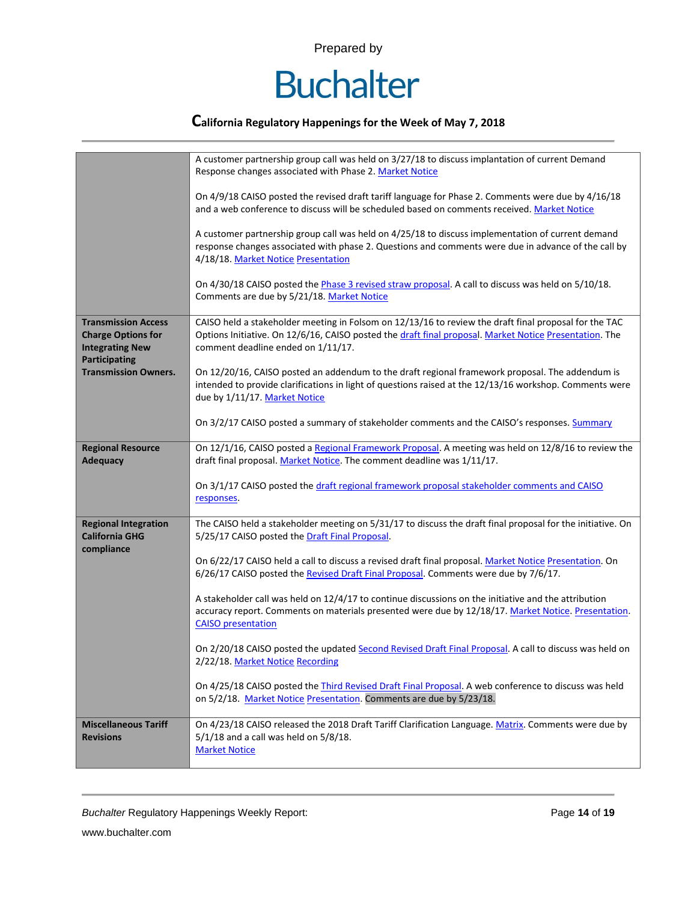| | |
|---|---|
| | A customer partnership group call was held on 3/27/18 to discuss implantation of current Demand Response changes associated with Phase 2. Market Notice<br><br>On 4/9/18 CAISO posted the revised draft tariff language for Phase 2. Comments were due by 4/16/18 and a web conference to discuss will be scheduled based on comments received. Market Notice<br><br>A customer partnership group call was held on 4/25/18 to discuss implementation of current demand response changes associated with phase 2. Questions and comments were due in advance of the call by 4/18/18. Market Notice Presentation<br><br>On 4/30/18 CAISO posted the Phase 3 revised straw proposal. A call to discuss was held on 5/10/18. Comments are due by 5/21/18. Market Notice |
| **Transmission Access Charge Options for Integrating New Participating Transmission Owners.** | CAISO held a stakeholder meeting in Folsom on 12/13/16 to review the draft final proposal for the TAC Options Initiative. On 12/6/16, CAISO posted the draft final proposal. Market Notice Presentation. The comment deadline ended on 1/11/17.<br><br>On 12/20/16, CAISO posted an addendum to the draft regional framework proposal. The addendum is intended to provide clarifications in light of questions raised at the 12/13/16 workshop. Comments were due by 1/11/17. Market Notice<br><br>On 3/2/17 CAISO posted a summary of stakeholder comments and the CAISO's responses. Summary |
| **Regional Resource Adequacy** | On 12/1/16, CAISO posted a Regional Framework Proposal. A meeting was held on 12/8/16 to review the draft final proposal. Market Notice. The comment deadline was 1/11/17.<br><br>On 3/1/17 CAISO posted the draft regional framework proposal stakeholder comments and CAISO responses. |
| **Regional Integration California GHG compliance** | The CAISO held a stakeholder meeting on 5/31/17 to discuss the draft final proposal for the initiative. On 5/25/17 CAISO posted the Draft Final Proposal.<br><br>On 6/22/17 CAISO held a call to discuss a revised draft final proposal. Market Notice Presentation. On 6/26/17 CAISO posted the Revised Draft Final Proposal. Comments were due by 7/6/17.<br><br>A stakeholder call was held on 12/4/17 to continue discussions on the initiative and the attribution accuracy report. Comments on materials presented were due by 12/18/17. Market Notice. Presentation. CAISO presentation<br><br>On 2/20/18 CAISO posted the updated Second Revised Draft Final Proposal. A call to discuss was held on 2/22/18. Market Notice Recording<br><br>On 4/25/18 CAISO posted the Third Revised Draft Final Proposal. A web conference to discuss was held on 5/2/18. Market Notice Presentation. Comments are due by 5/23/18. |
| **Miscellaneous Tariff Revisions** | On 4/23/18 CAISO released the 2018 Draft Tariff Clarification Language. Matrix. Comments were due by 5/1/18 and a call was held on 5/8/18.<br>Market Notice |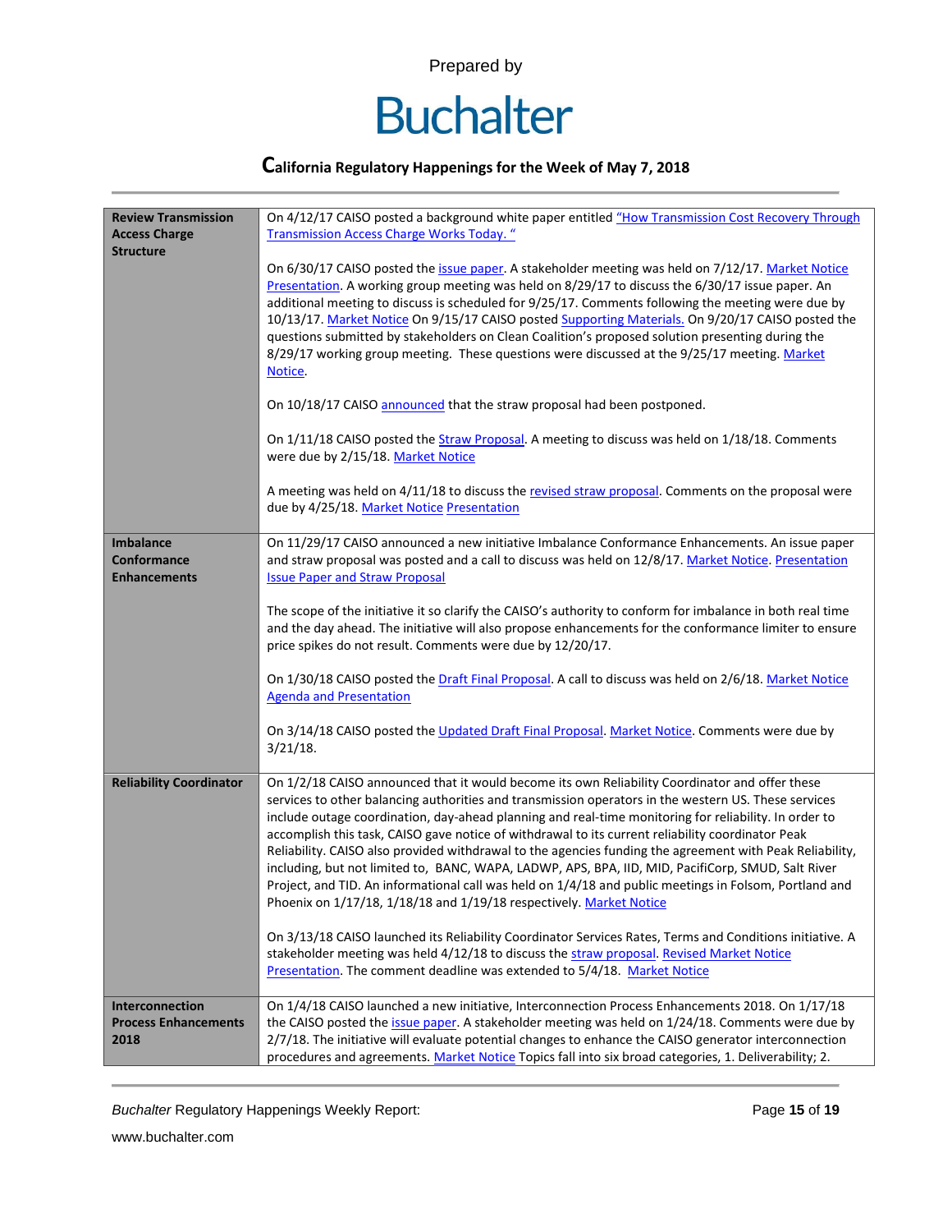| | |
|---|---|
| **Review Transmission Access Charge Structure** | On 4/12/17 CAISO posted a background white paper entitled "How Transmission Cost Recovery Through Transmission Access Charge Works Today. "<br><br>On 6/30/17 CAISO posted the issue paper. A stakeholder meeting was held on 7/12/17. Market Notice Presentation. A working group meeting was held on 8/29/17 to discuss the 6/30/17 issue paper. An additional meeting to discuss is scheduled for 9/25/17. Comments following the meeting were due by 10/13/17. Market Notice On 9/15/17 CAISO posted Supporting Materials. On 9/20/17 CAISO posted the questions submitted by stakeholders on Clean Coalition's proposed solution presenting during the 8/29/17 working group meeting. These questions were discussed at the 9/25/17 meeting. Market Notice.<br><br>On 10/18/17 CAISO announced that the straw proposal had been postponed.<br><br>On 1/11/18 CAISO posted the Straw Proposal. A meeting to discuss was held on 1/18/18. Comments were due by 2/15/18. Market Notice<br><br>A meeting was held on 4/11/18 to discuss the revised straw proposal. Comments on the proposal were due by 4/25/18. Market Notice Presentation |
| **Imbalance Conformance Enhancements** | On 11/29/17 CAISO announced a new initiative Imbalance Conformance Enhancements. An issue paper and straw proposal was posted and a call to discuss was held on 12/8/17. Market Notice. Presentation Issue Paper and Straw Proposal<br><br>The scope of the initiative it so clarify the CAISO's authority to conform for imbalance in both real time and the day ahead. The initiative will also propose enhancements for the conformance limiter to ensure price spikes do not result. Comments were due by 12/20/17.<br><br>On 1/30/18 CAISO posted the Draft Final Proposal. A call to discuss was held on 2/6/18. Market Notice Agenda and Presentation<br><br>On 3/14/18 CAISO posted the Updated Draft Final Proposal. Market Notice. Comments were due by 3/21/18. |
| **Reliability Coordinator** | On 1/2/18 CAISO announced that it would become its own Reliability Coordinator and offer these services to other balancing authorities and transmission operators in the western US. These services include outage coordination, day-ahead planning and real-time monitoring for reliability. In order to accomplish this task, CAISO gave notice of withdrawal to its current reliability coordinator Peak Reliability. CAISO also provided withdrawal to the agencies funding the agreement with Peak Reliability, including, but not limited to, BANC, WAPA, LADWP, APS, BPA, IID, MID, PacifiCorp, SMUD, Salt River Project, and TID. An informational call was held on 1/4/18 and public meetings in Folsom, Portland and Phoenix on 1/17/18, 1/18/18 and 1/19/18 respectively. Market Notice<br><br>On 3/13/18 CAISO launched its Reliability Coordinator Services Rates, Terms and Conditions initiative. A stakeholder meeting was held 4/12/18 to discuss the straw proposal. Revised Market Notice Presentation. The comment deadline was extended to 5/4/18. Market Notice |
| **Interconnection Process Enhancements 2018** | On 1/4/18 CAISO launched a new initiative, Interconnection Process Enhancements 2018. On 1/17/18 the CAISO posted the issue paper. A stakeholder meeting was held on 1/24/18. Comments were due by 2/7/18. The initiative will evaluate potential changes to enhance the CAISO generator interconnection procedures and agreements. Market Notice Topics fall into six broad categories, 1. Deliverability; 2. |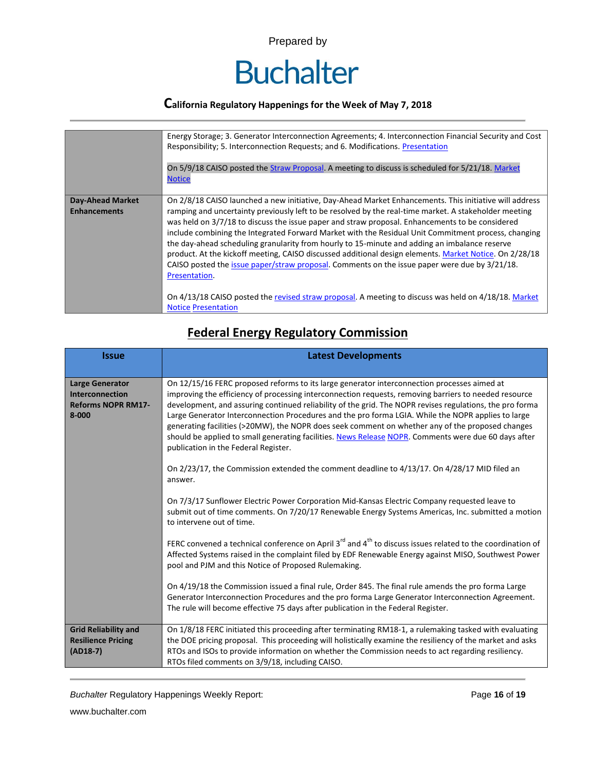| | |
|---|---|
| | Energy Storage; 3. Generator Interconnection Agreements; 4. Interconnection Financial Security and Cost Responsibility; 5. Interconnection Requests; and 6. Modifications. Presentation<br><br>On 5/9/18 CAISO posted the Straw Proposal. A meeting to discuss is scheduled for 5/21/18. Market Notice |
| **Day-Ahead Market Enhancements** | On 2/8/18 CAISO launched a new initiative, Day-Ahead Market Enhancements. This initiative will address ramping and uncertainty previously left to be resolved by the real-time market. A stakeholder meeting was held on 3/7/18 to discuss the issue paper and straw proposal. Enhancements to be considered include combining the Integrated Forward Market with the Residual Unit Commitment process, changing the day-ahead scheduling granularity from hourly to 15-minute and adding an imbalance reserve product. At the kickoff meeting, CAISO discussed additional design elements. Market Notice. On 2/28/18 CAISO posted the issue paper/straw proposal. Comments on the issue paper were due by 3/21/18. Presentation.<br><br>On 4/13/18 CAISO posted the revised straw proposal. A meeting to discuss was held on 4/18/18. Market Notice Presentation |

## Federal Energy Regulatory Commission

| Issue | Latest Developments |
|---|---|
| **Large Generator Interconnection Reforms NOPR RM17-8-000** | On 12/15/16 FERC proposed reforms to its large generator interconnection processes aimed at improving the efficiency of processing interconnection requests, removing barriers to needed resource development, and assuring continued reliability of the grid. The NOPR revises regulations, the pro forma Large Generator Interconnection Procedures and the pro forma LGIA. While the NOPR applies to large generating facilities (>20MW), the NOPR does seek comment on whether any of the proposed changes should be applied to small generating facilities. News Release NOPR. Comments were due 60 days after publication in the Federal Register.<br><br>On 2/23/17, the Commission extended the comment deadline to 4/13/17. On 4/28/17 MID filed an answer.<br><br>On 7/3/17 Sunflower Electric Power Corporation Mid-Kansas Electric Company requested leave to submit out of time comments. On 7/20/17 Renewable Energy Systems Americas, Inc. submitted a motion to intervene out of time.<br><br>FERC convened a technical conference on April 3rd and 4th to discuss issues related to the coordination of Affected Systems raised in the complaint filed by EDF Renewable Energy against MISO, Southwest Power pool and PJM and this Notice of Proposed Rulemaking.<br><br>On 4/19/18 the Commission issued a final rule, Order 845. The final rule amends the pro forma Large Generator Interconnection Procedures and the pro forma Large Generator Interconnection Agreement. The rule will become effective 75 days after publication in the Federal Register. |
| **Grid Reliability and Resilience Pricing (AD18-7)** | On 1/8/18 FERC initiated this proceeding after terminating RM18-1, a rulemaking tasked with evaluating the DOE pricing proposal. This proceeding will holistically examine the resiliency of the market and asks RTOs and ISOs to provide information on whether the Commission needs to act regarding resiliency. RTOs filed comments on 3/9/18, including CAISO. |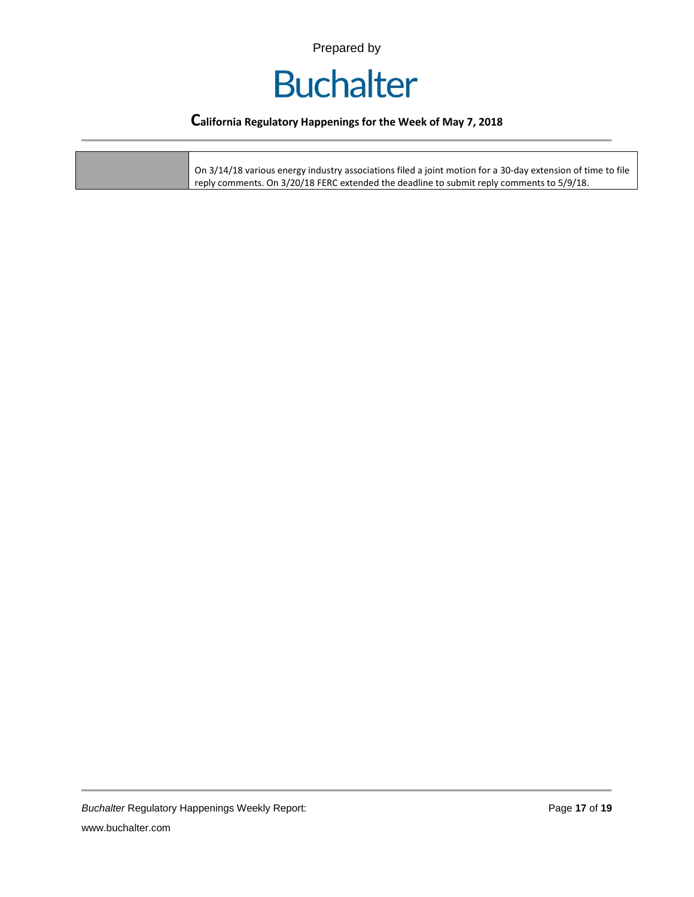|  | On 3/14/18 various energy industry associations filed a joint motion for a 30-day extension of time to file reply comments. On 3/20/18 FERC extended the deadline to submit reply comments to 5/9/18. |
| --- | --- |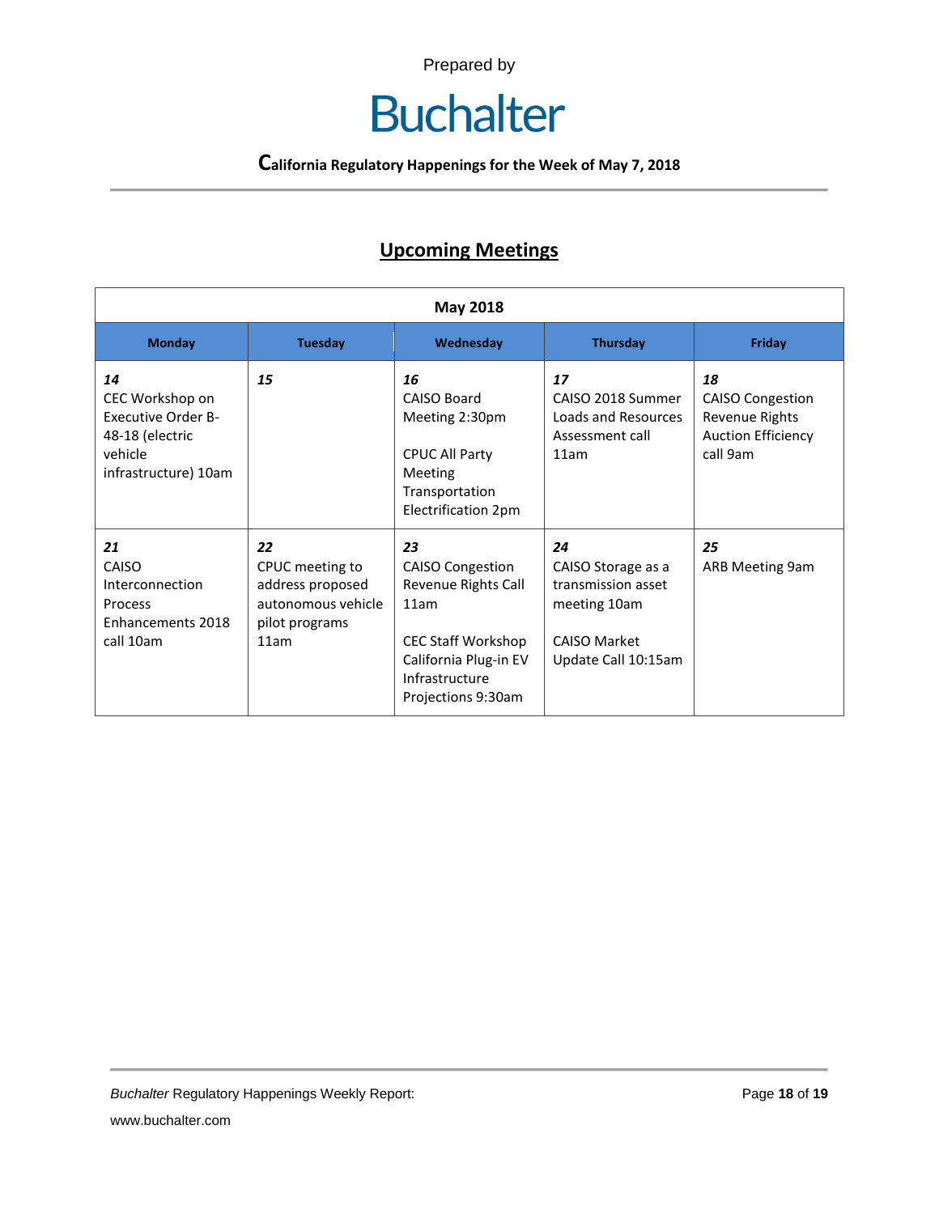Prepared by

# Buchalter

**California Regulatory Happenings for the Week of May 7, 2018**

## Upcoming Meetings

| May 2018 | | | | |
|---|---|---|---|---|
| **Monday** | **Tuesday** | **Wednesday** | **Thursday** | **Friday** |
| ***14*** CEC Workshop on Executive Order B-48-18 (electric vehicle infrastructure) 10am | ***15*** | ***16*** CAISO Board Meeting 2:30pm<br><br>CPUC All Party Meeting Transportation Electrification 2pm | ***17*** CAISO 2018 Summer Loads and Resources Assessment call 11am | ***18*** CAISO Congestion Revenue Rights Auction Efficiency call 9am |
| ***21*** CAISO Interconnection Process Enhancements 2018 call 10am | ***22*** CPUC meeting to address proposed autonomous vehicle pilot programs 11am | ***23*** CAISO Congestion Revenue Rights Call 11am<br><br>CEC Staff Workshop California Plug-in EV Infrastructure Projections 9:30am | ***24*** CAISO Storage as a transmission asset meeting 10am<br><br>CAISO Market Update Call 10:15am | ***25*** ARB Meeting 9am |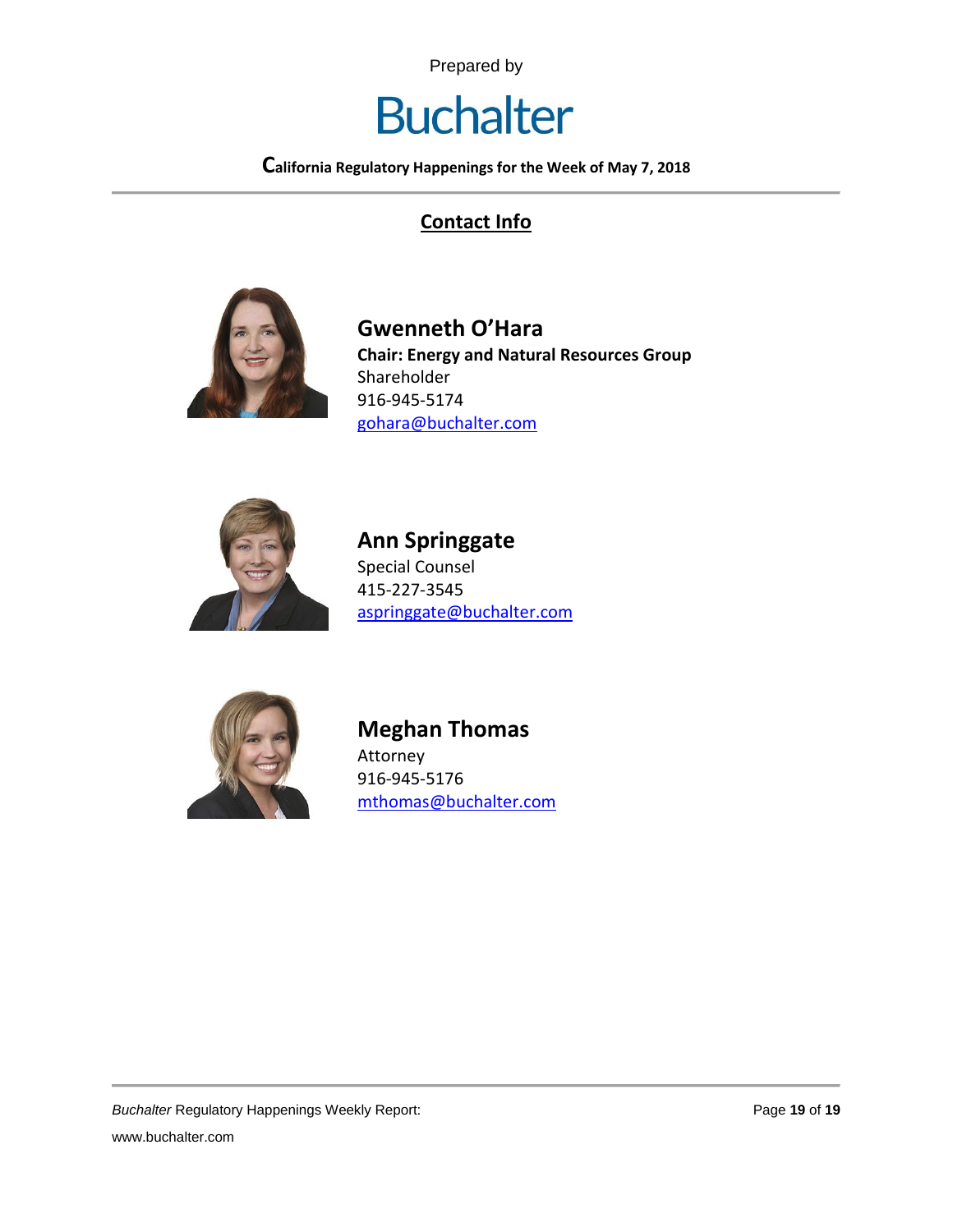Prepared by

# Buchalter

**California Regulatory Happenings for the Week of May 7, 2018**

## Contact Info

### Gwenneth O'Hara

**Chair: Energy and Natural Resources Group**
Shareholder
916-945-5174
gohara@buchalter.com

### Ann Springgate

Special Counsel
415-227-3545
aspringgate@buchalter.com

### Meghan Thomas

Attorney
916-945-5176
mthomas@buchalter.com